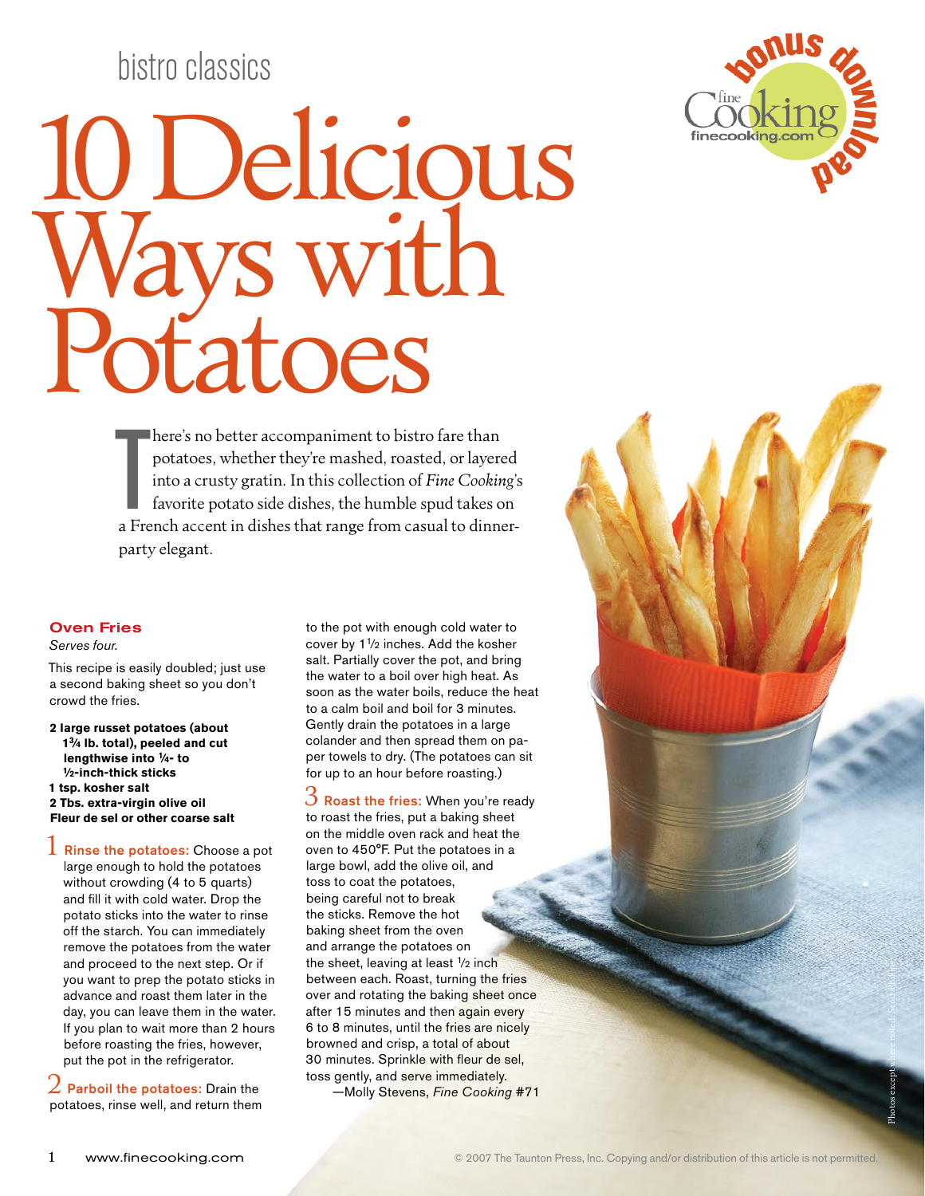bistro classics

# 10 Delicious Ways with Potatoes

There's no better accompaniment to bistro fare than potatoes, whether they're mashed, roasted, or layered into a crusty gratin. In this collection of *Fine Cooking*'s favorite potato side dishes, the humble spud takes on a French accent in dishes that range from casual to dinner-party elegant.

## Oven Fries

*Serves four.*

This recipe is easily doubled; just use a second baking sheet so you don't crowd the fries.

**2 large russet potatoes (about 1¾ lb. total), peeled and cut lengthwise into ¼- to ½-inch-thick sticks**
**1 tsp. kosher salt**
**2 Tbs. extra-virgin olive oil**
**Fleur de sel or other coarse salt**

1 **Rinse the potatoes:** Choose a pot large enough to hold the potatoes without crowding (4 to 5 quarts) and fill it with cold water. Drop the potato sticks into the water to rinse off the starch. You can immediately remove the potatoes from the water and proceed to the next step. Or if you want to prep the potato sticks in advance and roast them later in the day, you can leave them in the water. If you plan to wait more than 2 hours before roasting the fries, however, put the pot in the refrigerator.

2 **Parboil the potatoes:** Drain the potatoes, rinse well, and return them to the pot with enough cold water to cover by 1½ inches. Add the kosher salt. Partially cover the pot, and bring the water to a boil over high heat. As soon as the water boils, reduce the heat to a calm boil and boil for 3 minutes. Gently drain the potatoes in a large colander and then spread them on paper towels to dry. (The potatoes can sit for up to an hour before roasting.)

3 **Roast the fries:** When you're ready to roast the fries, put a baking sheet on the middle oven rack and heat the oven to 450°F. Put the potatoes in a large bowl, add the olive oil, and toss to coat the potatoes, being careful not to break the sticks. Remove the hot baking sheet from the oven and arrange the potatoes on the sheet, leaving at least ½ inch between each. Roast, turning the fries over and rotating the baking sheet once after 15 minutes and then again every 6 to 8 minutes, until the fries are nicely browned and crisp, a total of about 30 minutes. Sprinkle with fleur de sel, toss gently, and serve immediately.

—Molly Stevens, *Fine Cooking* #71

Photos except where noted: Scott Phillips

© 2007 The Taunton Press, Inc. Copying and/or distribution of this article is not permitted.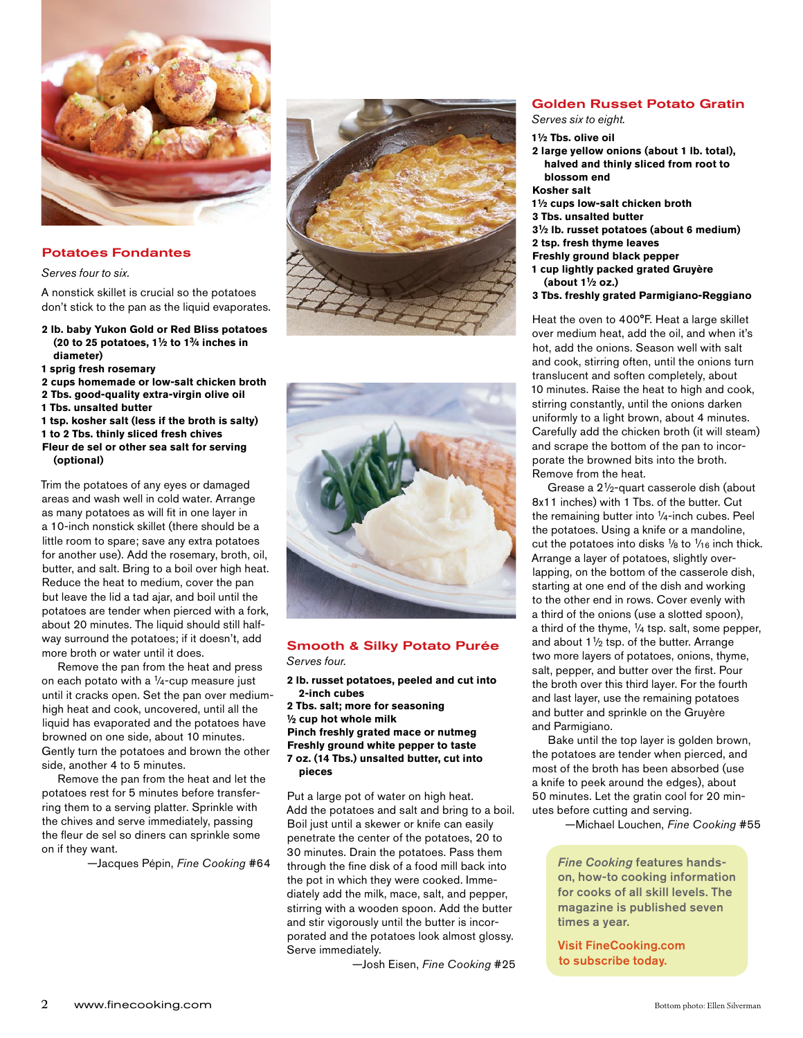## Potatoes Fondantes

*Serves four to six.*

A nonstick skillet is crucial so the potatoes don't stick to the pan as the liquid evaporates.

**2 lb. baby Yukon Gold or Red Bliss potatoes (20 to 25 potatoes, 1½ to 1¾ inches in diameter)**
**1 sprig fresh rosemary**
**2 cups homemade or low-salt chicken broth**
**2 Tbs. good-quality extra-virgin olive oil**
**1 Tbs. unsalted butter**
**1 tsp. kosher salt (less if the broth is salty)**
**1 to 2 Tbs. thinly sliced fresh chives**
**Fleur de sel or other sea salt for serving (optional)**

Trim the potatoes of any eyes or damaged areas and wash well in cold water. Arrange as many potatoes as will fit in one layer in a 10-inch nonstick skillet (there should be a little room to spare; save any extra potatoes for another use). Add the rosemary, broth, oil, butter, and salt. Bring to a boil over high heat. Reduce the heat to medium, cover the pan but leave the lid a tad ajar, and boil until the potatoes are tender when pierced with a fork, about 20 minutes. The liquid should still halfway surround the potatoes; if it doesn't, add more broth or water until it does.

Remove the pan from the heat and press on each potato with a ¼-cup measure just until it cracks open. Set the pan over medium-high heat and cook, uncovered, until all the liquid has evaporated and the potatoes have browned on one side, about 10 minutes. Gently turn the potatoes and brown the other side, another 4 to 5 minutes.

Remove the pan from the heat and let the potatoes rest for 5 minutes before transferring them to a serving platter. Sprinkle with the chives and serve immediately, passing the fleur de sel so diners can sprinkle some on if they want.

—Jacques Pépin, *Fine Cooking* #64

## Smooth & Silky Potato Purée

*Serves four.*

**2 lb. russet potatoes, peeled and cut into 2-inch cubes**
**2 Tbs. salt; more for seasoning**
**½ cup hot whole milk**
**Pinch freshly grated mace or nutmeg**
**Freshly ground white pepper to taste**
**7 oz. (14 Tbs.) unsalted butter, cut into pieces**

Put a large pot of water on high heat. Add the potatoes and salt and bring to a boil. Boil just until a skewer or knife can easily penetrate the center of the potatoes, 20 to 30 minutes. Drain the potatoes. Pass them through the fine disk of a food mill back into the pot in which they were cooked. Immediately add the milk, mace, salt, and pepper, stirring with a wooden spoon. Add the butter and stir vigorously until the butter is incorporated and the potatoes look almost glossy. Serve immediately.

—Josh Eisen, *Fine Cooking* #25

## Golden Russet Potato Gratin

*Serves six to eight.*

**1½ Tbs. olive oil**
**2 large yellow onions (about 1 lb. total), halved and thinly sliced from root to blossom end**
**Kosher salt**
**1½ cups low-salt chicken broth**
**3 Tbs. unsalted butter**
**3½ lb. russet potatoes (about 6 medium)**
**2 tsp. fresh thyme leaves**
**Freshly ground black pepper**
**1 cup lightly packed grated Gruyère (about 1½ oz.)**
**3 Tbs. freshly grated Parmigiano-Reggiano**

Heat the oven to 400°F. Heat a large skillet over medium heat, add the oil, and when it's hot, add the onions. Season well with salt and cook, stirring often, until the onions turn translucent and soften completely, about 10 minutes. Raise the heat to high and cook, stirring constantly, until the onions darken uniformly to a light brown, about 4 minutes. Carefully add the chicken broth (it will steam) and scrape the bottom of the pan to incorporate the browned bits into the broth. Remove from the heat.

Grease a 2½-quart casserole dish (about 8x11 inches) with 1 Tbs. of the butter. Cut the remaining butter into ¼-inch cubes. Peel the potatoes. Using a knife or a mandoline, cut the potatoes into disks ⅛ to $\frac{1}{16}$ inch thick. Arrange a layer of potatoes, slightly overlapping, on the bottom of the casserole dish, starting at one end of the dish and working to the other end in rows. Cover evenly with a third of the onions (use a slotted spoon), a third of the thyme, ¼ tsp. salt, some pepper, and about 1½ tsp. of the butter. Arrange two more layers of potatoes, onions, thyme, salt, pepper, and butter over the first. Pour the broth over this third layer. For the fourth and last layer, use the remaining potatoes and butter and sprinkle on the Gruyère and Parmigiano.

Bake until the top layer is golden brown, the potatoes are tender when pierced, and most of the broth has been absorbed (use a knife to peek around the edges), about 50 minutes. Let the gratin cool for 20 minutes before cutting and serving.

—Michael Louchen, *Fine Cooking* #55

*Fine Cooking* features hands-on, how-to cooking information for cooks of all skill levels. The magazine is published seven times a year.

Visit FineCooking.com to subscribe today.

Bottom photo: Ellen Silverman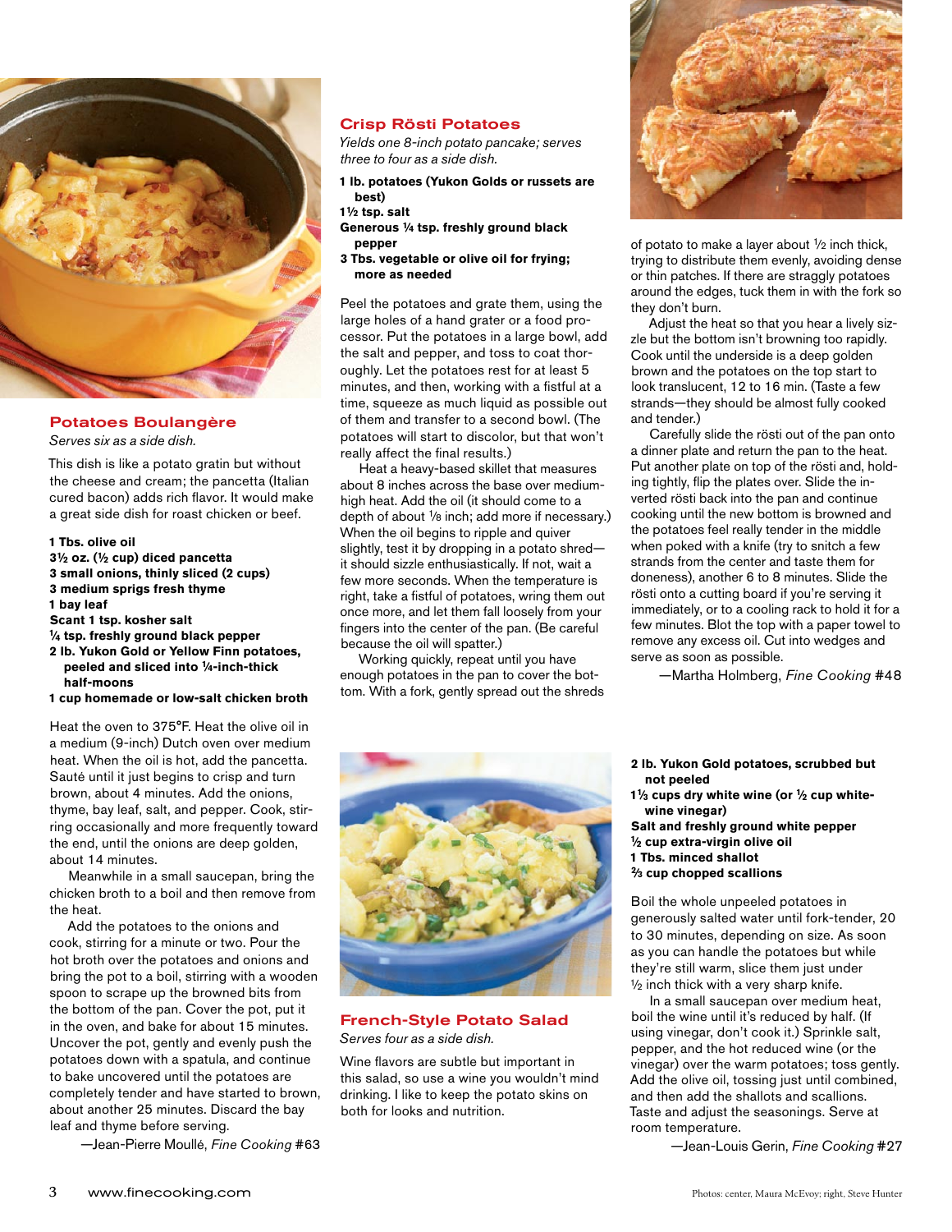## Potatoes Boulangère

*Serves six as a side dish.*

This dish is like a potato gratin but without the cheese and cream; the pancetta (Italian cured bacon) adds rich flavor. It would make a great side dish for roast chicken or beef.

**1 Tbs. olive oil**
**3½ oz. (½ cup) diced pancetta**
**3 small onions, thinly sliced (2 cups)**
**3 medium sprigs fresh thyme**
**1 bay leaf**
**Scant 1 tsp. kosher salt**
**¼ tsp. freshly ground black pepper**
**2 lb. Yukon Gold or Yellow Finn potatoes, peeled and sliced into ¼-inch-thick half-moons**
**1 cup homemade or low-salt chicken broth**

Heat the oven to 375°F. Heat the olive oil in a medium (9-inch) Dutch oven over medium heat. When the oil is hot, add the pancetta. Sauté until it just begins to crisp and turn brown, about 4 minutes. Add the onions, thyme, bay leaf, salt, and pepper. Cook, stirring occasionally and more frequently toward the end, until the onions are deep golden, about 14 minutes.

Meanwhile in a small saucepan, bring the chicken broth to a boil and then remove from the heat.

Add the potatoes to the onions and cook, stirring for a minute or two. Pour the hot broth over the potatoes and onions and bring the pot to a boil, stirring with a wooden spoon to scrape up the browned bits from the bottom of the pan. Cover the pot, put it in the oven, and bake for about 15 minutes. Uncover the pot, gently and evenly push the potatoes down with a spatula, and continue to bake uncovered until the potatoes are completely tender and have started to brown, about another 25 minutes. Discard the bay leaf and thyme before serving.

—Jean-Pierre Moullé, *Fine Cooking* #63

## Crisp Rösti Potatoes

*Yields one 8-inch potato pancake; serves three to four as a side dish.*

**1 lb. potatoes (Yukon Golds or russets are best)**
**1½ tsp. salt**
**Generous ¼ tsp. freshly ground black pepper**
**3 Tbs. vegetable or olive oil for frying; more as needed**

Peel the potatoes and grate them, using the large holes of a hand grater or a food processor. Put the potatoes in a large bowl, add the salt and pepper, and toss to coat thoroughly. Let the potatoes rest for at least 5 minutes, and then, working with a fistful at a time, squeeze as much liquid as possible out of them and transfer to a second bowl. (The potatoes will start to discolor, but that won't really affect the final results.)

Heat a heavy-based skillet that measures about 8 inches across the base over medium-high heat. Add the oil (it should come to a depth of about ⅛ inch; add more if necessary.) When the oil begins to ripple and quiver slightly, test it by dropping in a potato shred—it should sizzle enthusiastically. If not, wait a few more seconds. When the temperature is right, take a fistful of potatoes, wring them out once more, and let them fall loosely from your fingers into the center of the pan. (Be careful because the oil will spatter.)

Working quickly, repeat until you have enough potatoes in the pan to cover the bottom. With a fork, gently spread out the shreds of potato to make a layer about ½ inch thick, trying to distribute them evenly, avoiding dense or thin patches. If there are straggly potatoes around the edges, tuck them in with the fork so they don't burn.

Adjust the heat so that you hear a lively sizzle but the bottom isn't browning too rapidly. Cook until the underside is a deep golden brown and the potatoes on the top start to look translucent, 12 to 16 min. (Taste a few strands—they should be almost fully cooked and tender.)

Carefully slide the rösti out of the pan onto a dinner plate and return the pan to the heat. Put another plate on top of the rösti and, holding tightly, flip the plates over. Slide the inverted rösti back into the pan and continue cooking until the new bottom is browned and the potatoes feel really tender in the middle when poked with a knife (try to snitch a few strands from the center and taste them for doneness), another 6 to 8 minutes. Slide the rösti onto a cutting board if you're serving it immediately, or to a cooling rack to hold it for a few minutes. Blot the top with a paper towel to remove any excess oil. Cut into wedges and serve as soon as possible.

—Martha Holmberg, *Fine Cooking* #48

## French-Style Potato Salad

*Serves four as a side dish.*

Wine flavors are subtle but important in this salad, so use a wine you wouldn't mind drinking. I like to keep the potato skins on both for looks and nutrition.

**2 lb. Yukon Gold potatoes, scrubbed but not peeled**
**1⅓ cups dry white wine (or ½ cup white-wine vinegar)**
**Salt and freshly ground white pepper**
**½ cup extra-virgin olive oil**
**1 Tbs. minced shallot**
**⅔ cup chopped scallions**

Boil the whole unpeeled potatoes in generously salted water until fork-tender, 20 to 30 minutes, depending on size. As soon as you can handle the potatoes but while they're still warm, slice them just under ½ inch thick with a very sharp knife.

In a small saucepan over medium heat, boil the wine until it's reduced by half. (If using vinegar, don't cook it.) Sprinkle salt, pepper, and the hot reduced wine (or the vinegar) over the warm potatoes; toss gently. Add the olive oil, tossing just until combined, and then add the shallots and scallions. Taste and adjust the seasonings. Serve at room temperature.

—Jean-Louis Gerin, *Fine Cooking* #27

Photos: center, Maura McEvoy; right, Steve Hunter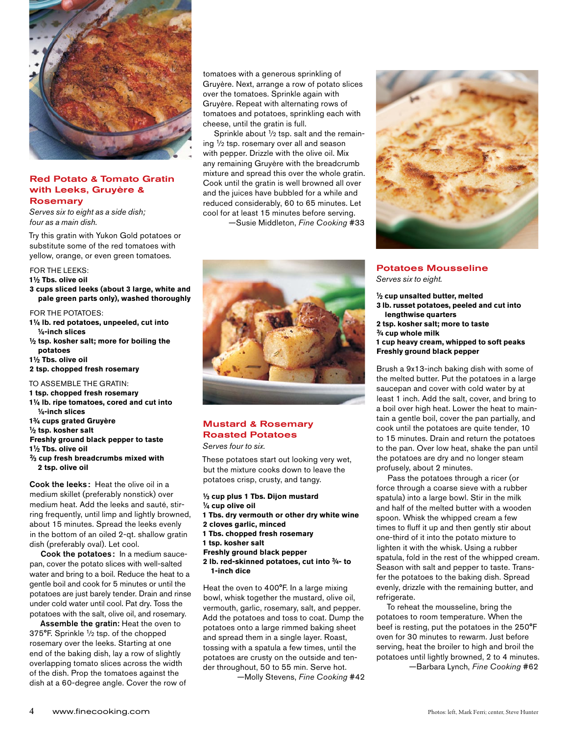## Red Potato & Tomato Gratin with Leeks, Gruyère & Rosemary

*Serves six to eight as a side dish; four as a main dish.*

Try this gratin with Yukon Gold potatoes or substitute some of the red tomatoes with yellow, orange, or even green tomatoes.

FOR THE LEEKS:

**1½ Tbs. olive oil**
**3 cups sliced leeks (about 3 large, white and pale green parts only), washed thoroughly**

FOR THE POTATOES:

**1¼ lb. red potatoes, unpeeled, cut into ¼-inch slices**
**½ tsp. kosher salt; more for boiling the potatoes**
**1½ Tbs. olive oil**
**2 tsp. chopped fresh rosemary**

TO ASSEMBLE THE GRATIN:

**1 tsp. chopped fresh rosemary**
**1¼ lb. ripe tomatoes, cored and cut into ¼-inch slices**
**1¾ cups grated Gruyère**
**½ tsp. kosher salt**
**Freshly ground black pepper to taste**
**1½ Tbs. olive oil**
**⅔ cup fresh breadcrumbs mixed with 2 tsp. olive oil**

**Cook the leeks:** Heat the olive oil in a medium skillet (preferably nonstick) over medium heat. Add the leeks and sauté, stirring frequently, until limp and lightly browned, about 15 minutes. Spread the leeks evenly in the bottom of an oiled 2-qt. shallow gratin dish (preferably oval). Let cool.

**Cook the potatoes:** In a medium saucepan, cover the potato slices with well-salted water and bring to a boil. Reduce the heat to a gentle boil and cook for 5 minutes or until the potatoes are just barely tender. Drain and rinse under cold water until cool. Pat dry. Toss the potatoes with the salt, olive oil, and rosemary.

**Assemble the gratin:** Heat the oven to 375°F. Sprinkle ½ tsp. of the chopped rosemary over the leeks. Starting at one end of the baking dish, lay a row of slightly overlapping tomato slices across the width of the dish. Prop the tomatoes against the dish at a 60-degree angle. Cover the row of tomatoes with a generous sprinkling of Gruyère. Next, arrange a row of potato slices over the tomatoes. Sprinkle again with Gruyère. Repeat with alternating rows of tomatoes and potatoes, sprinkling each with cheese, until the gratin is full.

Sprinkle about ½ tsp. salt and the remaining ½ tsp. rosemary over all and season with pepper. Drizzle with the olive oil. Mix any remaining Gruyère with the breadcrumb mixture and spread this over the whole gratin. Cook until the gratin is well browned all over and the juices have bubbled for a while and reduced considerably, 60 to 65 minutes. Let cool for at least 15 minutes before serving.

—Susie Middleton, *Fine Cooking* #33

## Mustard & Rosemary Roasted Potatoes

*Serves four to six.*

These potatoes start out looking very wet, but the mixture cooks down to leave the potatoes crisp, crusty, and tangy.

**⅓ cup plus 1 Tbs. Dijon mustard**
**¼ cup olive oil**
**1 Tbs. dry vermouth or other dry white wine**
**2 cloves garlic, minced**
**1 Tbs. chopped fresh rosemary**
**1 tsp. kosher salt**
**Freshly ground black pepper**
**2 lb. red-skinned potatoes, cut into ¾- to 1-inch dice**

Heat the oven to 400°F. In a large mixing bowl, whisk together the mustard, olive oil, vermouth, garlic, rosemary, salt, and pepper. Add the potatoes and toss to coat. Dump the potatoes onto a large rimmed baking sheet and spread them in a single layer. Roast, tossing with a spatula a few times, until the potatoes are crusty on the outside and tender throughout, 50 to 55 min. Serve hot.

—Molly Stevens, *Fine Cooking* #42

## Potatoes Mousseline

*Serves six to eight.*

**½ cup unsalted butter, melted**
**3 lb. russet potatoes, peeled and cut into lengthwise quarters**
**2 tsp. kosher salt; more to taste**
**¾ cup whole milk**
**1 cup heavy cream, whipped to soft peaks**
**Freshly ground black pepper**

Brush a 9x13-inch baking dish with some of the melted butter. Put the potatoes in a large saucepan and cover with cold water by at least 1 inch. Add the salt, cover, and bring to a boil over high heat. Lower the heat to maintain a gentle boil, cover the pan partially, and cook until the potatoes are quite tender, 10 to 15 minutes. Drain and return the potatoes to the pan. Over low heat, shake the pan until the potatoes are dry and no longer steam profusely, about 2 minutes.

Pass the potatoes through a ricer (or force through a coarse sieve with a rubber spatula) into a large bowl. Stir in the milk and half of the melted butter with a wooden spoon. Whisk the whipped cream a few times to fluff it up and then gently stir about one-third of it into the potato mixture to lighten it with the whisk. Using a rubber spatula, fold in the rest of the whipped cream. Season with salt and pepper to taste. Transfer the potatoes to the baking dish. Spread evenly, drizzle with the remaining butter, and refrigerate.

To reheat the mousseline, bring the potatoes to room temperature. When the beef is resting, put the potatoes in the 250°F oven for 30 minutes to rewarm. Just before serving, heat the broiler to high and broil the potatoes until lightly browned, 2 to 4 minutes.

—Barbara Lynch, *Fine Cooking* #62

Photos: left, Mark Ferri; center, Steve Hunter